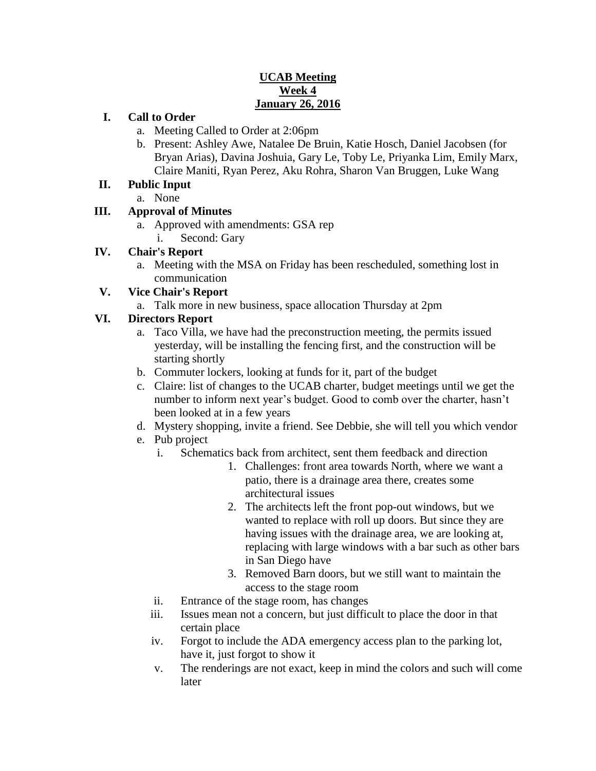**UCAB Meeting**
**Week 4**
**January 26, 2016**

**I. Call to Order**

a. Meeting Called to Order at 2:06pm

b. Present: Ashley Awe, Natalee De Bruin, Katie Hosch, Daniel Jacobsen (for Bryan Arias), Davina Joshuia, Gary Le, Toby Le, Priyanka Lim, Emily Marx, Claire Maniti, Ryan Perez, Aku Rohra, Sharon Van Bruggen, Luke Wang

**II. Public Input**

a. None

**III. Approval of Minutes**

a. Approved with amendments: GSA rep
   i. Second: Gary

**IV. Chair's Report**

a. Meeting with the MSA on Friday has been rescheduled, something lost in communication

**V. Vice Chair's Report**

a. Talk more in new business, space allocation Thursday at 2pm

**VI. Directors Report**

a. Taco Villa, we have had the preconstruction meeting, the permits issued yesterday, will be installing the fencing first, and the construction will be starting shortly

b. Commuter lockers, looking at funds for it, part of the budget

c. Claire: list of changes to the UCAB charter, budget meetings until we get the number to inform next year's budget. Good to comb over the charter, hasn't been looked at in a few years

d. Mystery shopping, invite a friend. See Debbie, she will tell you which vendor

e. Pub project
   i. Schematics back from architect, sent them feedback and direction
      1. Challenges: front area towards North, where we want a patio, there is a drainage area there, creates some architectural issues
      2. The architects left the front pop-out windows, but we wanted to replace with roll up doors. But since they are having issues with the drainage area, we are looking at, replacing with large windows with a bar such as other bars in San Diego have
      3. Removed Barn doors, but we still want to maintain the access to the stage room
   ii. Entrance of the stage room, has changes
   iii. Issues mean not a concern, but just difficult to place the door in that certain place
   iv. Forgot to include the ADA emergency access plan to the parking lot, have it, just forgot to show it
   v. The renderings are not exact, keep in mind the colors and such will come later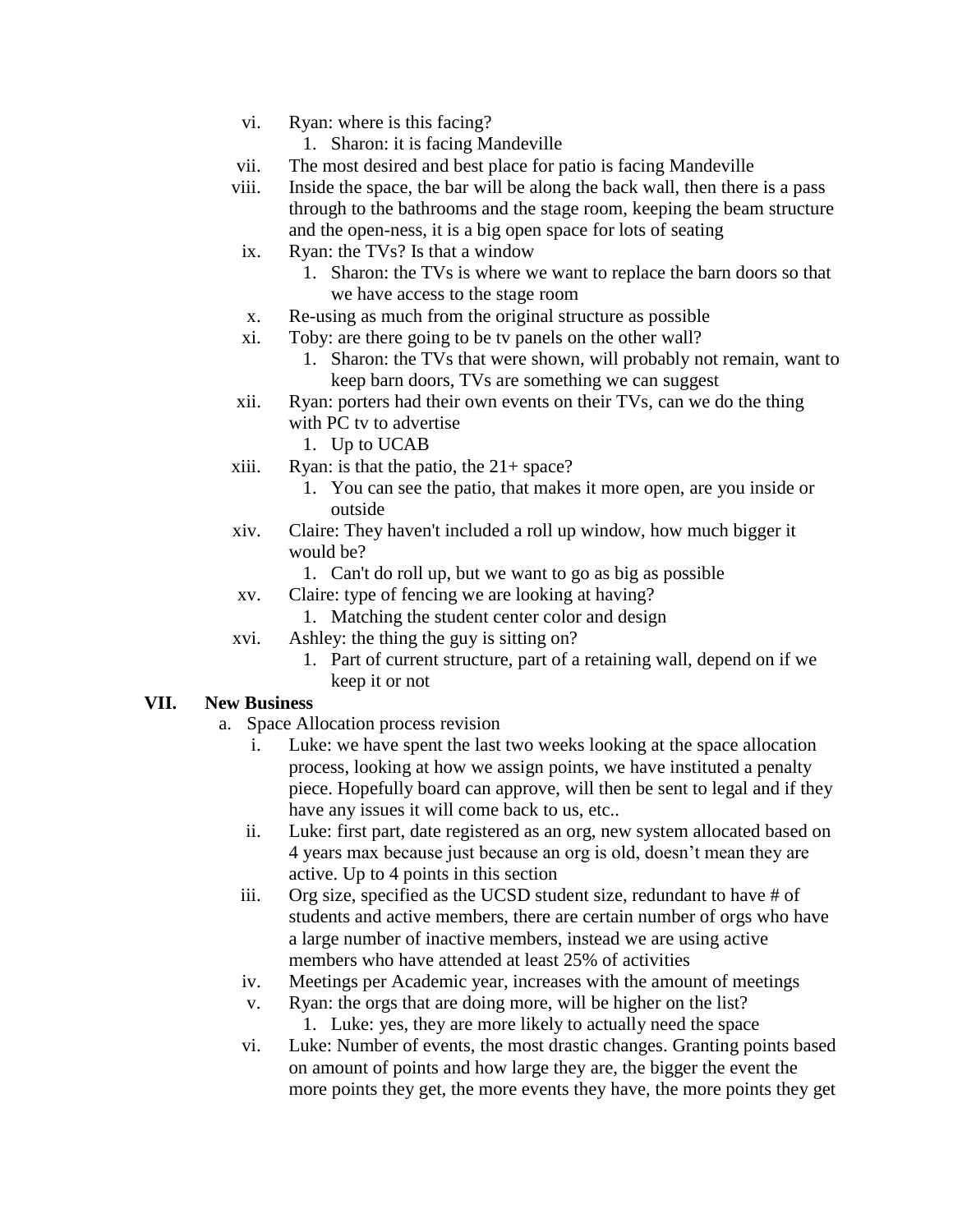vi. Ryan: where is this facing?
   1. Sharon: it is facing Mandeville
vii. The most desired and best place for patio is facing Mandeville
viii. Inside the space, the bar will be along the back wall, then there is a pass through to the bathrooms and the stage room, keeping the beam structure and the open-ness, it is a big open space for lots of seating
ix. Ryan: the TVs? Is that a window
   1. Sharon: the TVs is where we want to replace the barn doors so that we have access to the stage room
x. Re-using as much from the original structure as possible
xi. Toby: are there going to be tv panels on the other wall?
   1. Sharon: the TVs that were shown, will probably not remain, want to keep barn doors, TVs are something we can suggest
xii. Ryan: porters had their own events on their TVs, can we do the thing with PC tv to advertise
   1. Up to UCAB
xiii. Ryan: is that the patio, the 21+ space?
   1. You can see the patio, that makes it more open, are you inside or outside
xiv. Claire: They haven't included a roll up window, how much bigger it would be?
   1. Can't do roll up, but we want to go as big as possible
xv. Claire: type of fencing we are looking at having?
   1. Matching the student center color and design
xvi. Ashley: the thing the guy is sitting on?
   1. Part of current structure, part of a retaining wall, depend on if we keep it or not

## VII. New Business

a. Space Allocation process revision
   i. Luke: we have spent the last two weeks looking at the space allocation process, looking at how we assign points, we have instituted a penalty piece. Hopefully board can approve, will then be sent to legal and if they have any issues it will come back to us, etc..
   ii. Luke: first part, date registered as an org, new system allocated based on 4 years max because just because an org is old, doesn't mean they are active. Up to 4 points in this section
   iii. Org size, specified as the UCSD student size, redundant to have # of students and active members, there are certain number of orgs who have a large number of inactive members, instead we are using active members who have attended at least 25% of activities
   iv. Meetings per Academic year, increases with the amount of meetings
   v. Ryan: the orgs that are doing more, will be higher on the list?
      1. Luke: yes, they are more likely to actually need the space
   vi. Luke: Number of events, the most drastic changes. Granting points based on amount of points and how large they are, the bigger the event the more points they get, the more events they have, the more points they get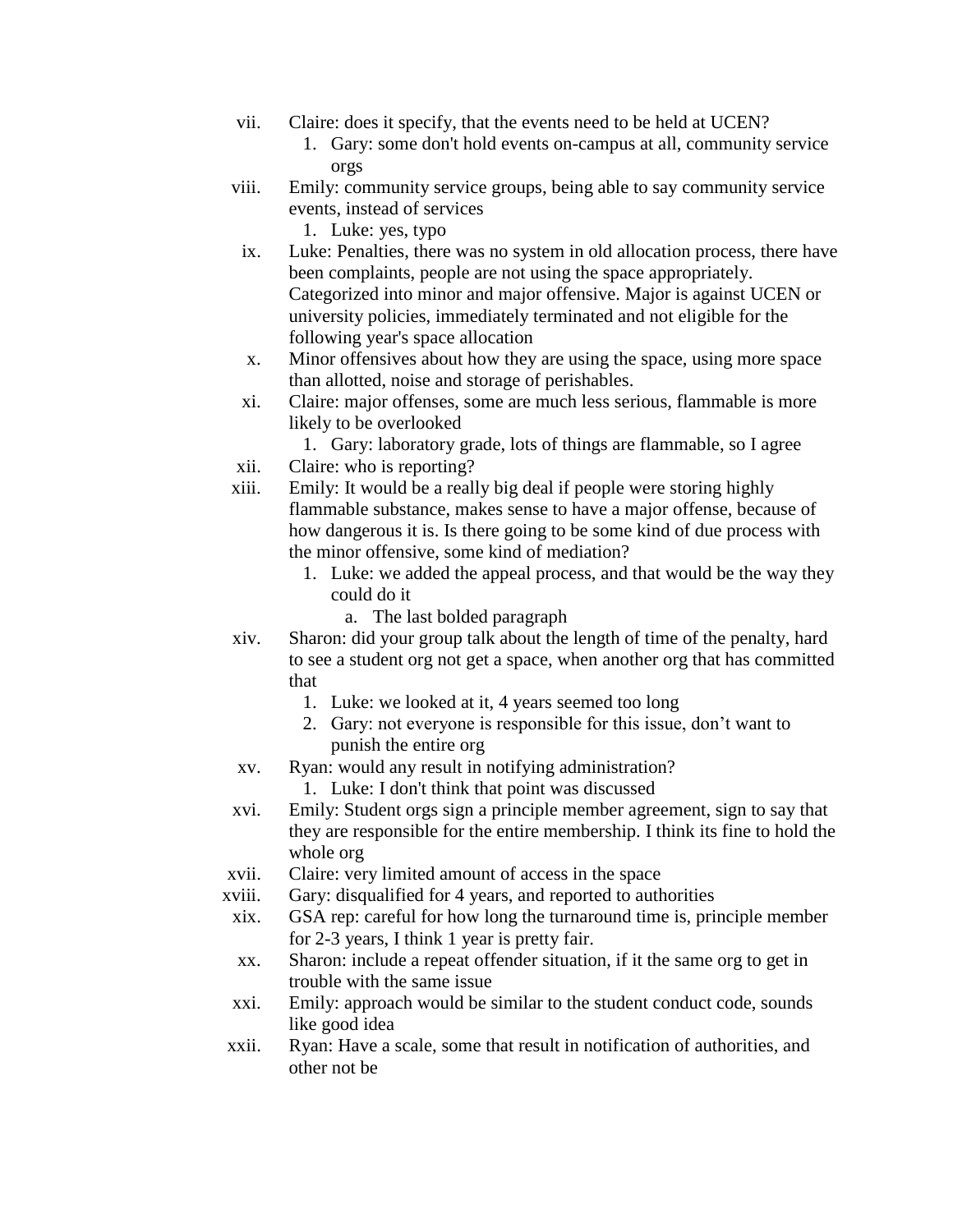vii. Claire: does it specify, that the events need to be held at UCEN?
    1. Gary: some don't hold events on-campus at all, community service orgs
viii. Emily: community service groups, being able to say community service events, instead of services
    1. Luke: yes, typo
ix. Luke: Penalties, there was no system in old allocation process, there have been complaints, people are not using the space appropriately. Categorized into minor and major offensive. Major is against UCEN or university policies, immediately terminated and not eligible for the following year's space allocation
x. Minor offensives about how they are using the space, using more space than allotted, noise and storage of perishables.
xi. Claire: major offenses, some are much less serious, flammable is more likely to be overlooked
    1. Gary: laboratory grade, lots of things are flammable, so I agree
xii. Claire: who is reporting?
xiii. Emily: It would be a really big deal if people were storing highly flammable substance, makes sense to have a major offense, because of how dangerous it is. Is there going to be some kind of due process with the minor offensive, some kind of mediation?
    1. Luke: we added the appeal process, and that would be the way they could do it
        a. The last bolded paragraph
xiv. Sharon: did your group talk about the length of time of the penalty, hard to see a student org not get a space, when another org that has committed that
    1. Luke: we looked at it, 4 years seemed too long
    2. Gary: not everyone is responsible for this issue, don't want to punish the entire org
xv. Ryan: would any result in notifying administration?
    1. Luke: I don't think that point was discussed
xvi. Emily: Student orgs sign a principle member agreement, sign to say that they are responsible for the entire membership. I think its fine to hold the whole org
xvii. Claire: very limited amount of access in the space
xviii. Gary: disqualified for 4 years, and reported to authorities
xix. GSA rep: careful for how long the turnaround time is, principle member for 2-3 years, I think 1 year is pretty fair.
xx. Sharon: include a repeat offender situation, if it the same org to get in trouble with the same issue
xxi. Emily: approach would be similar to the student conduct code, sounds like good idea
xxii. Ryan: Have a scale, some that result in notification of authorities, and other not be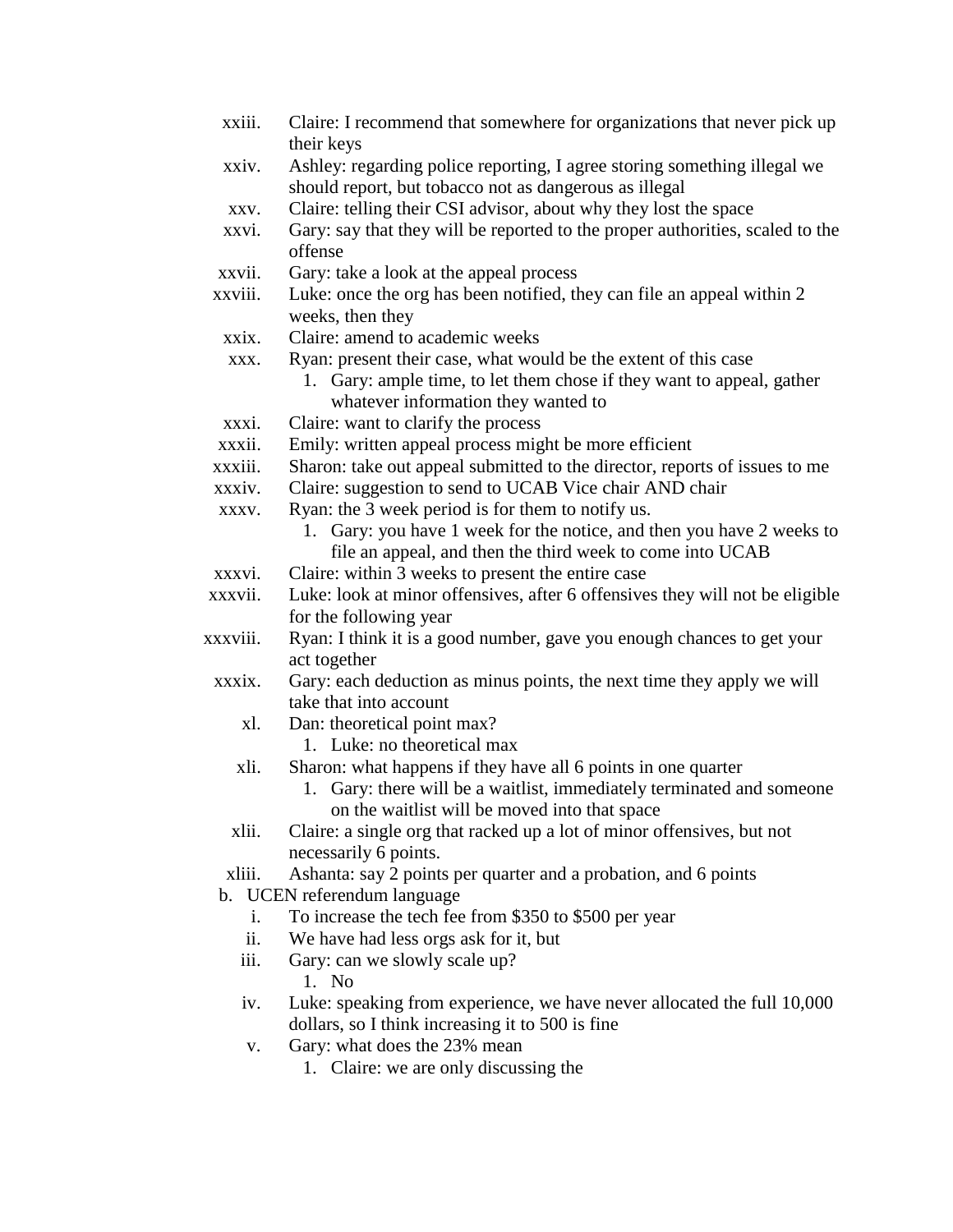xxiii. Claire: I recommend that somewhere for organizations that never pick up their keys

xxiv. Ashley: regarding police reporting, I agree storing something illegal we should report, but tobacco not as dangerous as illegal

xxv. Claire: telling their CSI advisor, about why they lost the space

xxvi. Gary: say that they will be reported to the proper authorities, scaled to the offense

xxvii. Gary: take a look at the appeal process

xxviii. Luke: once the org has been notified, they can file an appeal within 2 weeks, then they

xxix. Claire: amend to academic weeks

xxx. Ryan: present their case, what would be the extent of this case

1. Gary: ample time, to let them chose if they want to appeal, gather whatever information they wanted to

xxxi. Claire: want to clarify the process

xxxii. Emily: written appeal process might be more efficient

xxxiii. Sharon: take out appeal submitted to the director, reports of issues to me

xxxiv. Claire: suggestion to send to UCAB Vice chair AND chair

xxxv. Ryan: the 3 week period is for them to notify us.

1. Gary: you have 1 week for the notice, and then you have 2 weeks to file an appeal, and then the third week to come into UCAB

xxxvi. Claire: within 3 weeks to present the entire case

xxxvii. Luke: look at minor offensives, after 6 offensives they will not be eligible for the following year

xxxviii. Ryan: I think it is a good number, gave you enough chances to get your act together

xxxix. Gary: each deduction as minus points, the next time they apply we will take that into account

xl. Dan: theoretical point max?

1. Luke: no theoretical max

xli. Sharon: what happens if they have all 6 points in one quarter

1. Gary: there will be a waitlist, immediately terminated and someone on the waitlist will be moved into that space

xlii. Claire: a single org that racked up a lot of minor offensives, but not necessarily 6 points.

xliii. Ashanta: say 2 points per quarter and a probation, and 6 points

b. UCEN referendum language

i. To increase the tech fee from $350 to $500 per year

ii. We have had less orgs ask for it, but

iii. Gary: can we slowly scale up?

1. No

iv. Luke: speaking from experience, we have never allocated the full 10,000 dollars, so I think increasing it to 500 is fine

v. Gary: what does the 23% mean

1. Claire: we are only discussing the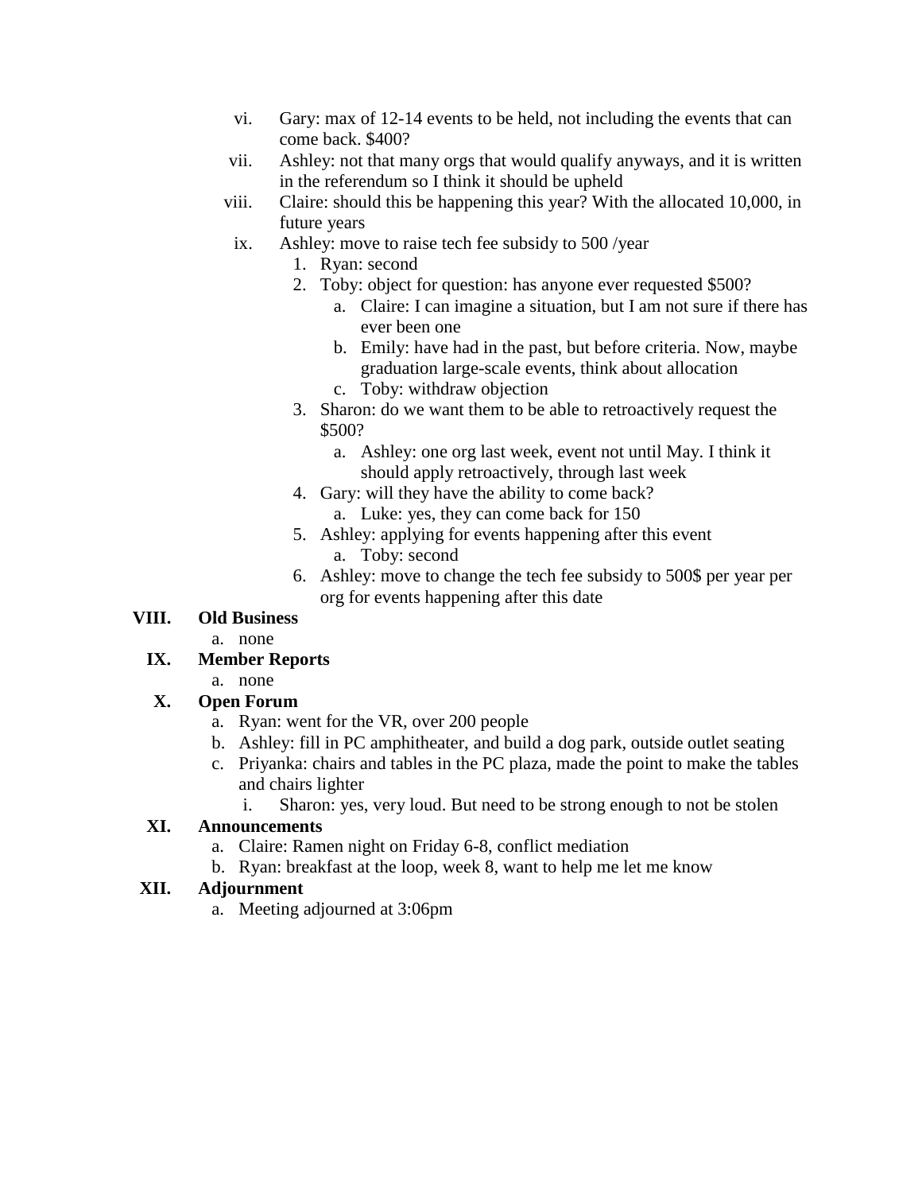vi. Gary: max of 12-14 events to be held, not including the events that can come back. $400?

vii. Ashley: not that many orgs that would qualify anyways, and it is written in the referendum so I think it should be upheld

viii. Claire: should this be happening this year? With the allocated 10,000, in future years

ix. Ashley: move to raise tech fee subsidy to 500 /year

1. Ryan: second
2. Toby: object for question: has anyone ever requested $500?
   a. Claire: I can imagine a situation, but I am not sure if there has ever been one
   b. Emily: have had in the past, but before criteria. Now, maybe graduation large-scale events, think about allocation
   c. Toby: withdraw objection
3. Sharon: do we want them to be able to retroactively request the $500?
   a. Ashley: one org last week, event not until May. I think it should apply retroactively, through last week
4. Gary: will they have the ability to come back?
   a. Luke: yes, they can come back for 150
5. Ashley: applying for events happening after this event
   a. Toby: second
6. Ashley: move to change the tech fee subsidy to 500$ per year per org for events happening after this date

**VIII. Old Business**

a. none

**IX. Member Reports**

a. none

**X. Open Forum**

a. Ryan: went for the VR, over 200 people
b. Ashley: fill in PC amphitheater, and build a dog park, outside outlet seating
c. Priyanka: chairs and tables in the PC plaza, made the point to make the tables and chairs lighter
   i. Sharon: yes, very loud. But need to be strong enough to not be stolen

**XI. Announcements**

a. Claire: Ramen night on Friday 6-8, conflict mediation
b. Ryan: breakfast at the loop, week 8, want to help me let me know

**XII. Adjournment**

a. Meeting adjourned at 3:06pm